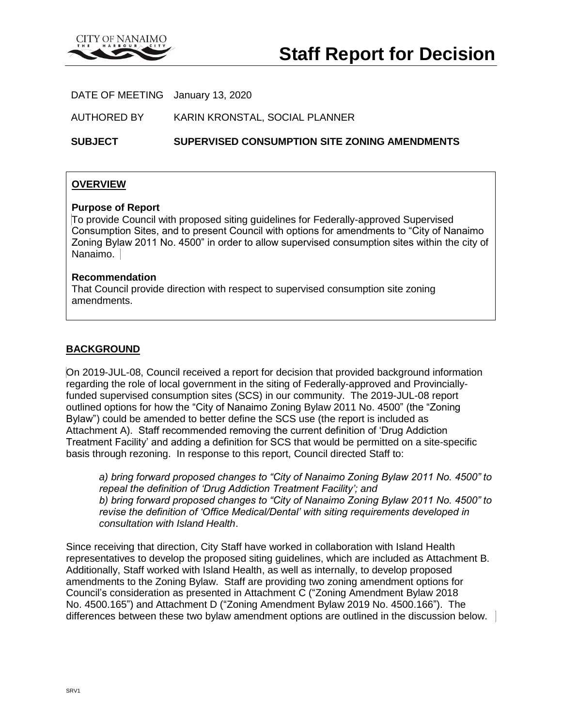# Staff Report for Decision

DATE OF MEETING January 13, 2020

AUTHORED BY KARIN KRONSTAL, SOCIAL PLANNER

**SUBJECT SUPERVISED CONSUMPTION SITE ZONING AMENDMENTS**

## OVERVIEW

**Purpose of Report**

To provide Council with proposed siting guidelines for Federally-approved Supervised Consumption Sites, and to present Council with options for amendments to "City of Nanaimo Zoning Bylaw 2011 No. 4500" in order to allow supervised consumption sites within the city of Nanaimo.

**Recommendation**

That Council provide direction with respect to supervised consumption site zoning amendments.

## BACKGROUND

On 2019-JUL-08, Council received a report for decision that provided background information regarding the role of local government in the siting of Federally-approved and Provincially-funded supervised consumption sites (SCS) in our community. The 2019-JUL-08 report outlined options for how the "City of Nanaimo Zoning Bylaw 2011 No. 4500" (the "Zoning Bylaw") could be amended to better define the SCS use (the report is included as Attachment A). Staff recommended removing the current definition of 'Drug Addiction Treatment Facility' and adding a definition for SCS that would be permitted on a site-specific basis through rezoning. In response to this report, Council directed Staff to:

> *a) bring forward proposed changes to "City of Nanaimo Zoning Bylaw 2011 No. 4500" to repeal the definition of 'Drug Addiction Treatment Facility'; and*
> *b) bring forward proposed changes to "City of Nanaimo Zoning Bylaw 2011 No. 4500" to revise the definition of 'Office Medical/Dental' with siting requirements developed in consultation with Island Health.*

Since receiving that direction, City Staff have worked in collaboration with Island Health representatives to develop the proposed siting guidelines, which are included as Attachment B. Additionally, Staff worked with Island Health, as well as internally, to develop proposed amendments to the Zoning Bylaw. Staff are providing two zoning amendment options for Council's consideration as presented in Attachment C ("Zoning Amendment Bylaw 2018 No. 4500.165") and Attachment D ("Zoning Amendment Bylaw 2019 No. 4500.166"). The differences between these two bylaw amendment options are outlined in the discussion below.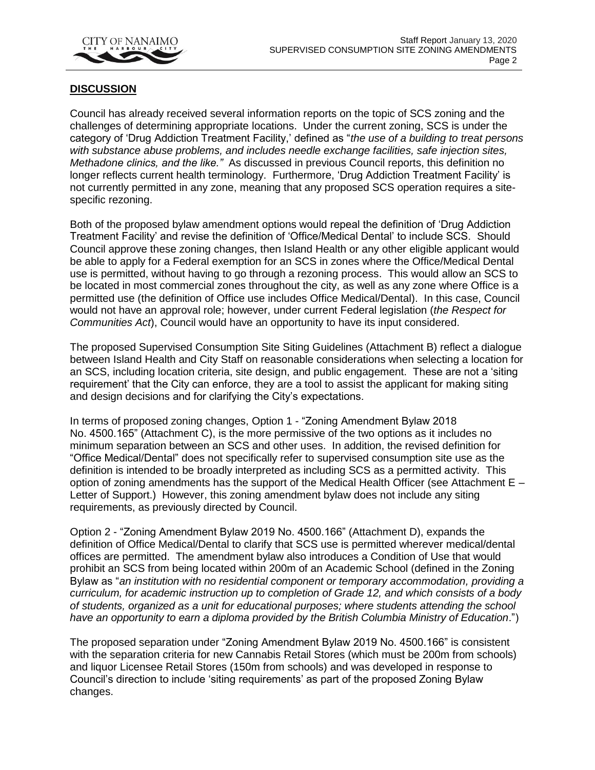## DISCUSSION

Council has already received several information reports on the topic of SCS zoning and the challenges of determining appropriate locations. Under the current zoning, SCS is under the category of 'Drug Addiction Treatment Facility,' defined as "*the use of a building to treat persons with substance abuse problems, and includes needle exchange facilities, safe injection sites, Methadone clinics, and the like.*" As discussed in previous Council reports, this definition no longer reflects current health terminology. Furthermore, 'Drug Addiction Treatment Facility' is not currently permitted in any zone, meaning that any proposed SCS operation requires a site-specific rezoning.

Both of the proposed bylaw amendment options would repeal the definition of 'Drug Addiction Treatment Facility' and revise the definition of 'Office/Medical Dental' to include SCS. Should Council approve these zoning changes, then Island Health or any other eligible applicant would be able to apply for a Federal exemption for an SCS in zones where the Office/Medical Dental use is permitted, without having to go through a rezoning process. This would allow an SCS to be located in most commercial zones throughout the city, as well as any zone where Office is a permitted use (the definition of Office use includes Office Medical/Dental). In this case, Council would not have an approval role; however, under current Federal legislation (*the Respect for Communities Act*), Council would have an opportunity to have its input considered.

The proposed Supervised Consumption Site Siting Guidelines (Attachment B) reflect a dialogue between Island Health and City Staff on reasonable considerations when selecting a location for an SCS, including location criteria, site design, and public engagement. These are not a 'siting requirement' that the City can enforce, they are a tool to assist the applicant for making siting and design decisions and for clarifying the City's expectations.

In terms of proposed zoning changes, Option 1 - "Zoning Amendment Bylaw 2018 No. 4500.165" (Attachment C), is the more permissive of the two options as it includes no minimum separation between an SCS and other uses. In addition, the revised definition for "Office Medical/Dental" does not specifically refer to supervised consumption site use as the definition is intended to be broadly interpreted as including SCS as a permitted activity. This option of zoning amendments has the support of the Medical Health Officer (see Attachment E – Letter of Support.) However, this zoning amendment bylaw does not include any siting requirements, as previously directed by Council.

Option 2 - "Zoning Amendment Bylaw 2019 No. 4500.166" (Attachment D), expands the definition of Office Medical/Dental to clarify that SCS use is permitted wherever medical/dental offices are permitted. The amendment bylaw also introduces a Condition of Use that would prohibit an SCS from being located within 200m of an Academic School (defined in the Zoning Bylaw as "*an institution with no residential component or temporary accommodation, providing a curriculum, for academic instruction up to completion of Grade 12, and which consists of a body of students, organized as a unit for educational purposes; where students attending the school have an opportunity to earn a diploma provided by the British Columbia Ministry of Education*.")

The proposed separation under "Zoning Amendment Bylaw 2019 No. 4500.166" is consistent with the separation criteria for new Cannabis Retail Stores (which must be 200m from schools) and liquor Licensee Retail Stores (150m from schools) and was developed in response to Council's direction to include 'siting requirements' as part of the proposed Zoning Bylaw changes.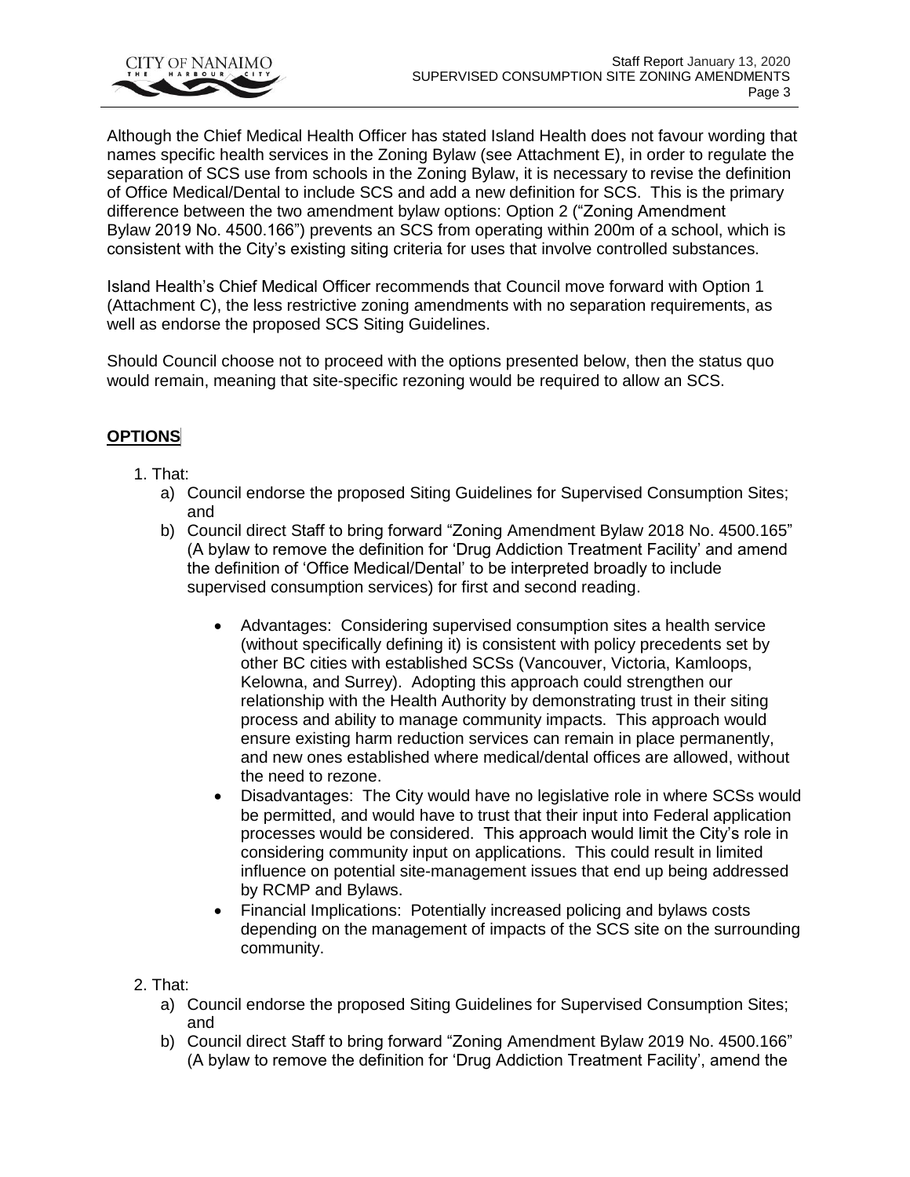Although the Chief Medical Health Officer has stated Island Health does not favour wording that names specific health services in the Zoning Bylaw (see Attachment E), in order to regulate the separation of SCS use from schools in the Zoning Bylaw, it is necessary to revise the definition of Office Medical/Dental to include SCS and add a new definition for SCS. This is the primary difference between the two amendment bylaw options: Option 2 ("Zoning Amendment Bylaw 2019 No. 4500.166") prevents an SCS from operating within 200m of a school, which is consistent with the City's existing siting criteria for uses that involve controlled substances.

Island Health's Chief Medical Officer recommends that Council move forward with Option 1 (Attachment C), the less restrictive zoning amendments with no separation requirements, as well as endorse the proposed SCS Siting Guidelines.

Should Council choose not to proceed with the options presented below, then the status quo would remain, meaning that site-specific rezoning would be required to allow an SCS.

## OPTIONS

1. That:
   a) Council endorse the proposed Siting Guidelines for Supervised Consumption Sites; and
   b) Council direct Staff to bring forward "Zoning Amendment Bylaw 2018 No. 4500.165" (A bylaw to remove the definition for 'Drug Addiction Treatment Facility' and amend the definition of 'Office Medical/Dental' to be interpreted broadly to include supervised consumption services) for first and second reading.

      - Advantages: Considering supervised consumption sites a health service (without specifically defining it) is consistent with policy precedents set by other BC cities with established SCSs (Vancouver, Victoria, Kamloops, Kelowna, and Surrey). Adopting this approach could strengthen our relationship with the Health Authority by demonstrating trust in their siting process and ability to manage community impacts. This approach would ensure existing harm reduction services can remain in place permanently, and new ones established where medical/dental offices are allowed, without the need to rezone.
      - Disadvantages: The City would have no legislative role in where SCSs would be permitted, and would have to trust that their input into Federal application processes would be considered. This approach would limit the City's role in considering community input on applications. This could result in limited influence on potential site-management issues that end up being addressed by RCMP and Bylaws.
      - Financial Implications: Potentially increased policing and bylaws costs depending on the management of impacts of the SCS site on the surrounding community.

2. That:
   a) Council endorse the proposed Siting Guidelines for Supervised Consumption Sites; and
   b) Council direct Staff to bring forward "Zoning Amendment Bylaw 2019 No. 4500.166" (A bylaw to remove the definition for 'Drug Addiction Treatment Facility', amend the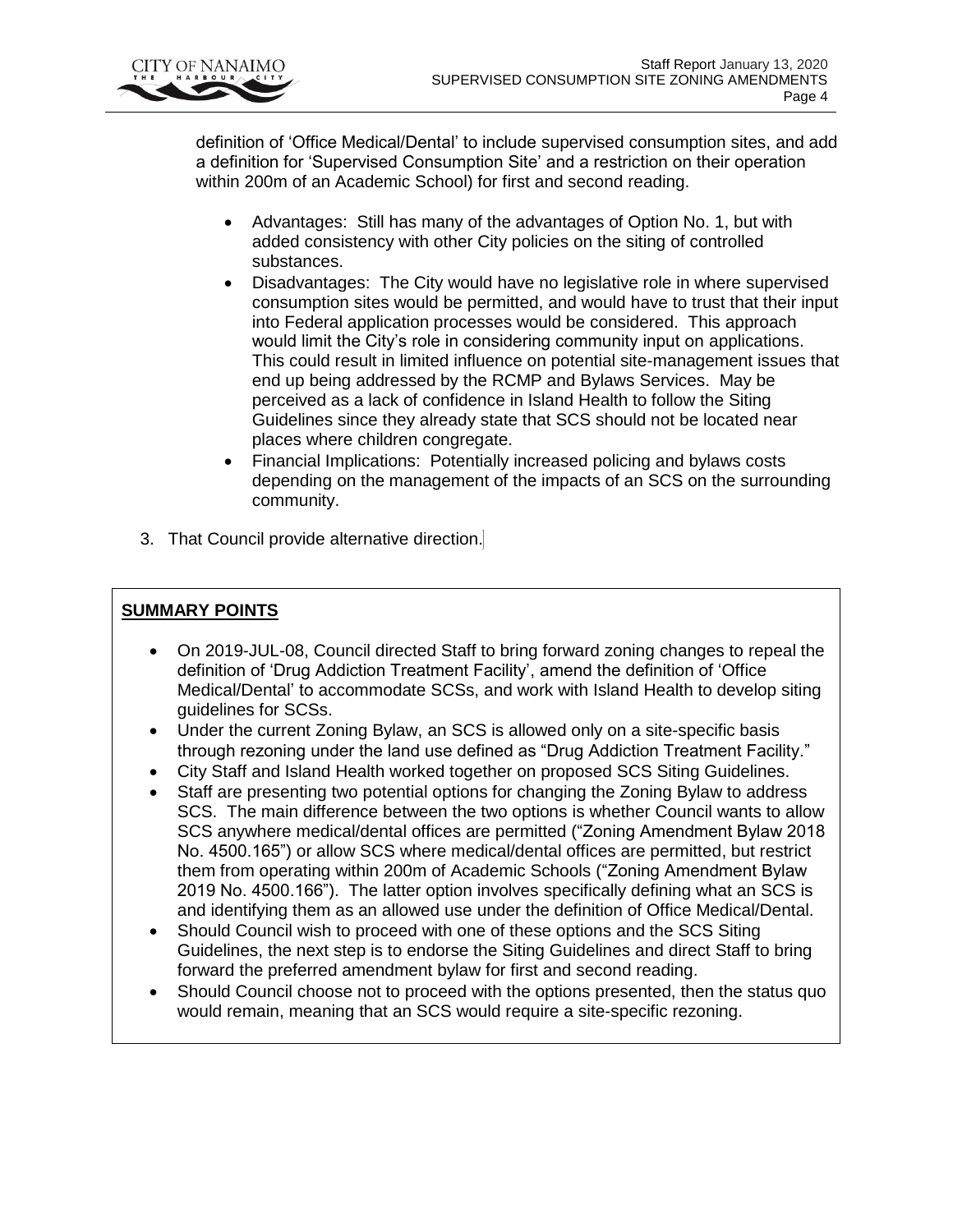definition of 'Office Medical/Dental' to include supervised consumption sites, and add a definition for 'Supervised Consumption Site' and a restriction on their operation within 200m of an Academic School) for first and second reading.

- Advantages: Still has many of the advantages of Option No. 1, but with added consistency with other City policies on the siting of controlled substances.
- Disadvantages: The City would have no legislative role in where supervised consumption sites would be permitted, and would have to trust that their input into Federal application processes would be considered. This approach would limit the City's role in considering community input on applications. This could result in limited influence on potential site-management issues that end up being addressed by the RCMP and Bylaws Services. May be perceived as a lack of confidence in Island Health to follow the Siting Guidelines since they already state that SCS should not be located near places where children congregate.
- Financial Implications: Potentially increased policing and bylaws costs depending on the management of the impacts of an SCS on the surrounding community.

3. That Council provide alternative direction.

**SUMMARY POINTS**

- On 2019-JUL-08, Council directed Staff to bring forward zoning changes to repeal the definition of 'Drug Addiction Treatment Facility', amend the definition of 'Office Medical/Dental' to accommodate SCSs, and work with Island Health to develop siting guidelines for SCSs.
- Under the current Zoning Bylaw, an SCS is allowed only on a site-specific basis through rezoning under the land use defined as "Drug Addiction Treatment Facility."
- City Staff and Island Health worked together on proposed SCS Siting Guidelines.
- Staff are presenting two potential options for changing the Zoning Bylaw to address SCS. The main difference between the two options is whether Council wants to allow SCS anywhere medical/dental offices are permitted ("Zoning Amendment Bylaw 2018 No. 4500.165") or allow SCS where medical/dental offices are permitted, but restrict them from operating within 200m of Academic Schools ("Zoning Amendment Bylaw 2019 No. 4500.166"). The latter option involves specifically defining what an SCS is and identifying them as an allowed use under the definition of Office Medical/Dental.
- Should Council wish to proceed with one of these options and the SCS Siting Guidelines, the next step is to endorse the Siting Guidelines and direct Staff to bring forward the preferred amendment bylaw for first and second reading.
- Should Council choose not to proceed with the options presented, then the status quo would remain, meaning that an SCS would require a site-specific rezoning.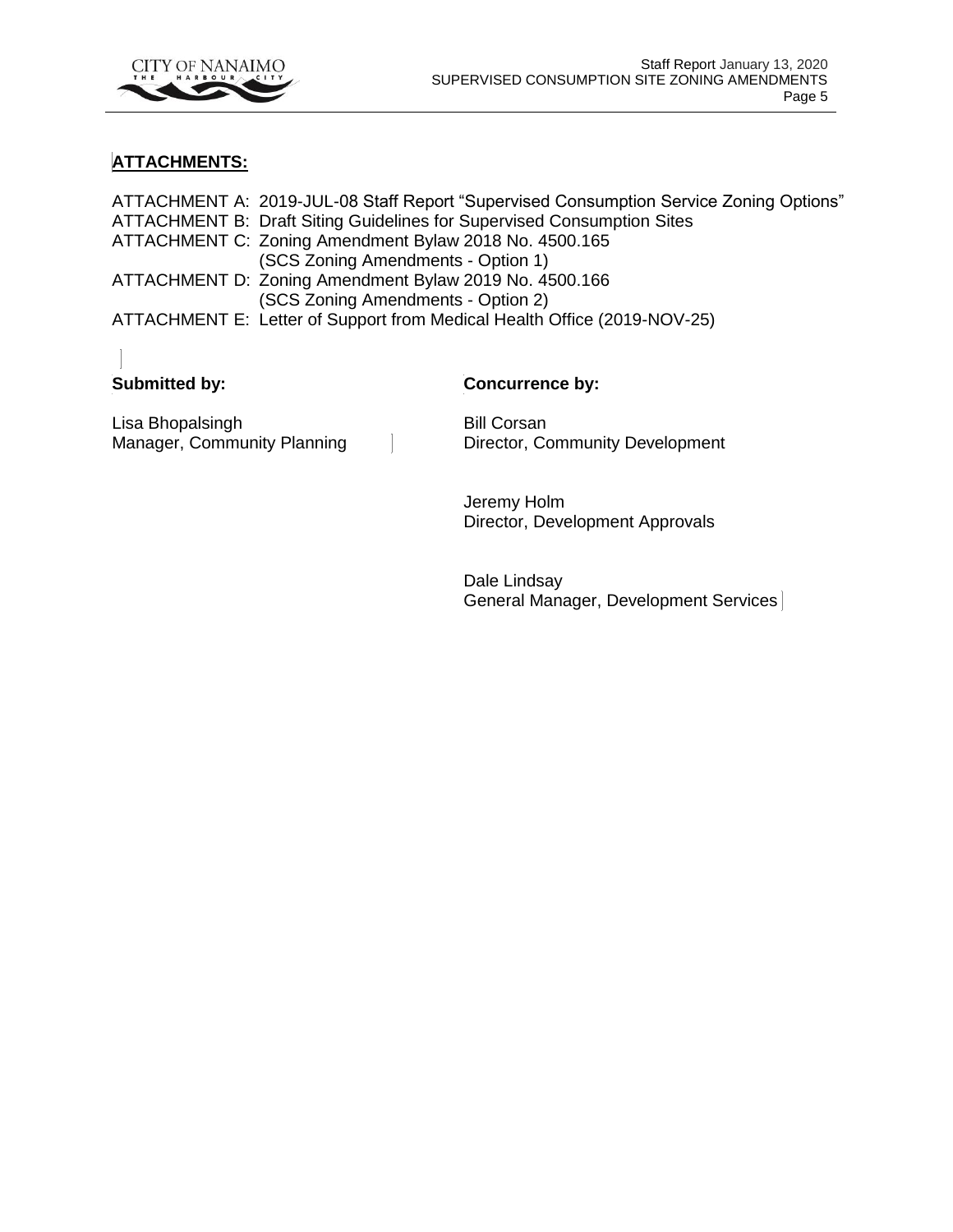**ATTACHMENTS:**

ATTACHMENT A: 2019-JUL-08 Staff Report “Supervised Consumption Service Zoning Options”
ATTACHMENT B: Draft Siting Guidelines for Supervised Consumption Sites
ATTACHMENT C: Zoning Amendment Bylaw 2018 No. 4500.165
(SCS Zoning Amendments - Option 1)
ATTACHMENT D: Zoning Amendment Bylaw 2019 No. 4500.166
(SCS Zoning Amendments - Option 2)
ATTACHMENT E: Letter of Support from Medical Health Office (2019-NOV-25)

**Submitted by:**

Lisa Bhopalsingh
Manager, Community Planning

**Concurrence by:**

Bill Corsan
Director, Community Development

Jeremy Holm
Director, Development Approvals

Dale Lindsay
General Manager, Development Services